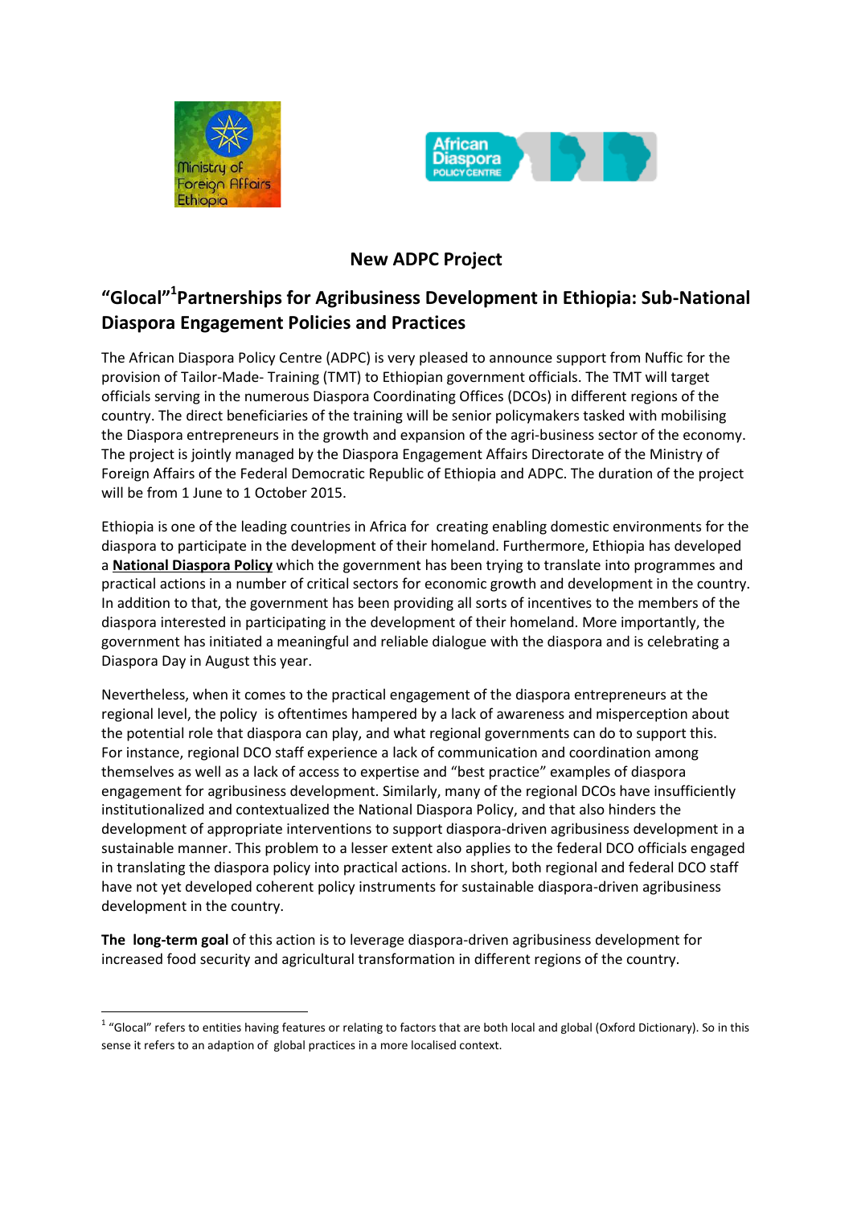## New ADPC Project

## "Glocal"[1]Partnerships for Agribusiness Development in Ethiopia: Sub-National Diaspora Engagement Policies and Practices

The African Diaspora Policy Centre (ADPC) is very pleased to announce support from Nuffic for the provision of Tailor-Made- Training (TMT) to Ethiopian government officials. The TMT will target officials serving in the numerous Diaspora Coordinating Offices (DCOs) in different regions of the country. The direct beneficiaries of the training will be senior policymakers tasked with mobilising the Diaspora entrepreneurs in the growth and expansion of the agri-business sector of the economy. The project is jointly managed by the Diaspora Engagement Affairs Directorate of the Ministry of Foreign Affairs of the Federal Democratic Republic of Ethiopia and ADPC. The duration of the project will be from 1 June to 1 October 2015.

Ethiopia is one of the leading countries in Africa for creating enabling domestic environments for the diaspora to participate in the development of their homeland. Furthermore, Ethiopia has developed a **National Diaspora Policy** which the government has been trying to translate into programmes and practical actions in a number of critical sectors for economic growth and development in the country. In addition to that, the government has been providing all sorts of incentives to the members of the diaspora interested in participating in the development of their homeland. More importantly, the government has initiated a meaningful and reliable dialogue with the diaspora and is celebrating a Diaspora Day in August this year.

Nevertheless, when it comes to the practical engagement of the diaspora entrepreneurs at the regional level, the policy is oftentimes hampered by a lack of awareness and misperception about the potential role that diaspora can play, and what regional governments can do to support this. For instance, regional DCO staff experience a lack of communication and coordination among themselves as well as a lack of access to expertise and "best practice" examples of diaspora engagement for agribusiness development. Similarly, many of the regional DCOs have insufficiently institutionalized and contextualized the National Diaspora Policy, and that also hinders the development of appropriate interventions to support diaspora-driven agribusiness development in a sustainable manner. This problem to a lesser extent also applies to the federal DCO officials engaged in translating the diaspora policy into practical actions. In short, both regional and federal DCO staff have not yet developed coherent policy instruments for sustainable diaspora-driven agribusiness development in the country.

**The long-term goal** of this action is to leverage diaspora-driven agribusiness development for increased food security and agricultural transformation in different regions of the country.

---

[1] "Glocal" refers to entities having features or relating to factors that are both local and global (Oxford Dictionary). So in this sense it refers to an adaption of global practices in a more localised context.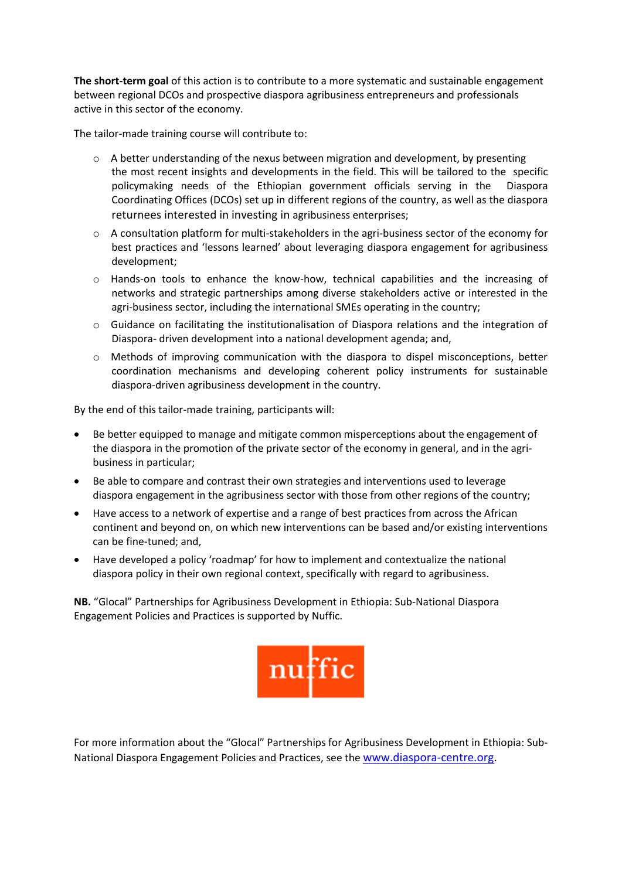**The short-term goal** of this action is to contribute to a more systematic and sustainable engagement between regional DCOs and prospective diaspora agribusiness entrepreneurs and professionals active in this sector of the economy.

The tailor-made training course will contribute to:

- A better understanding of the nexus between migration and development, by presenting the most recent insights and developments in the field. This will be tailored to the specific policymaking needs of the Ethiopian government officials serving in the Diaspora Coordinating Offices (DCOs) set up in different regions of the country, as well as the diaspora returnees interested in investing in agribusiness enterprises;
- A consultation platform for multi-stakeholders in the agri-business sector of the economy for best practices and 'lessons learned' about leveraging diaspora engagement for agribusiness development;
- Hands-on tools to enhance the know-how, technical capabilities and the increasing of networks and strategic partnerships among diverse stakeholders active or interested in the agri-business sector, including the international SMEs operating in the country;
- Guidance on facilitating the institutionalisation of Diaspora relations and the integration of Diaspora- driven development into a national development agenda; and,
- Methods of improving communication with the diaspora to dispel misconceptions, better coordination mechanisms and developing coherent policy instruments for sustainable diaspora-driven agribusiness development in the country.

By the end of this tailor-made training, participants will:

- Be better equipped to manage and mitigate common misperceptions about the engagement of the diaspora in the promotion of the private sector of the economy in general, and in the agri-business in particular;
- Be able to compare and contrast their own strategies and interventions used to leverage diaspora engagement in the agribusiness sector with those from other regions of the country;
- Have access to a network of expertise and a range of best practices from across the African continent and beyond on, on which new interventions can be based and/or existing interventions can be fine-tuned; and,
- Have developed a policy 'roadmap' for how to implement and contextualize the national diaspora policy in their own regional context, specifically with regard to agribusiness.

**NB.** "Glocal" Partnerships for Agribusiness Development in Ethiopia: Sub-National Diaspora Engagement Policies and Practices is supported by Nuffic.

nuffic

For more information about the "Glocal" Partnerships for Agribusiness Development in Ethiopia: Sub-National Diaspora Engagement Policies and Practices, see the [www.diaspora-centre.org](http://www.diaspora-centre.org).